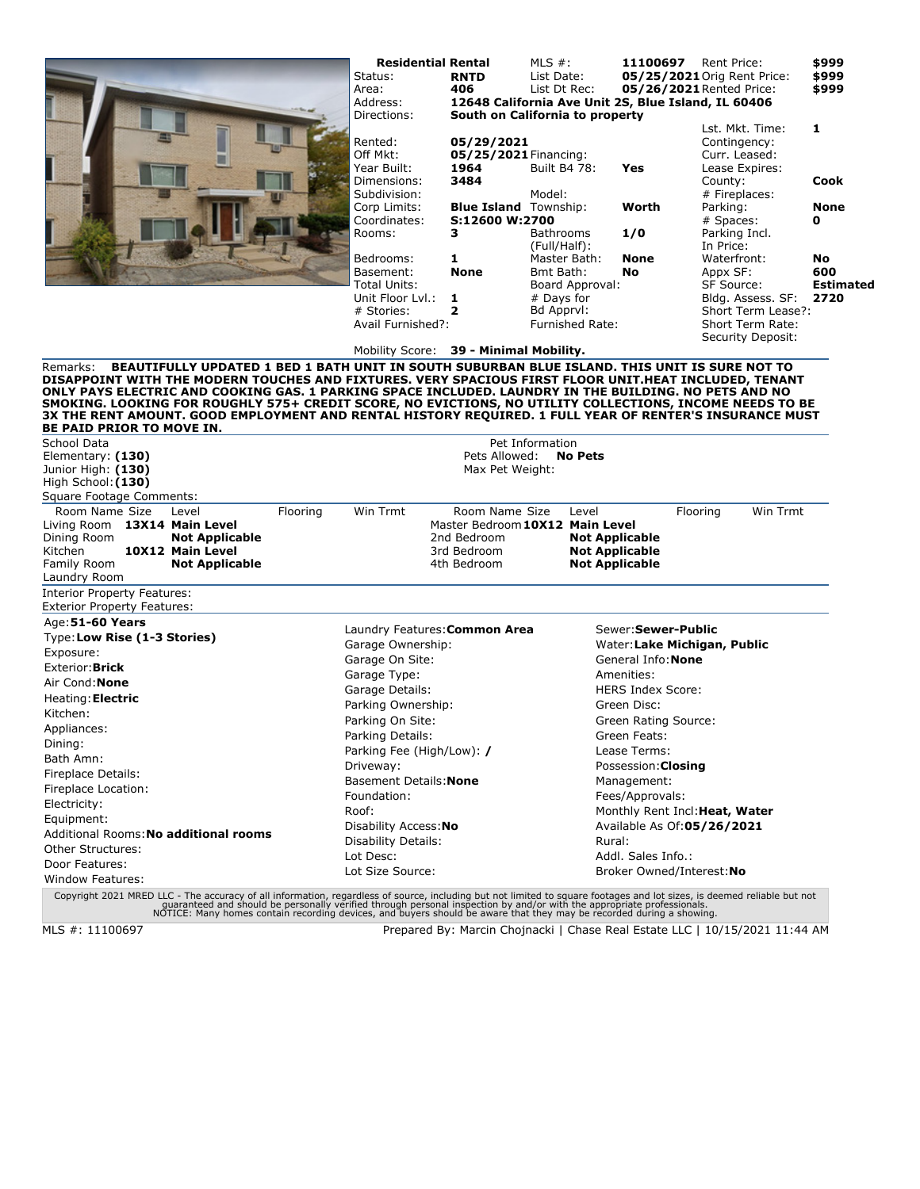| Residential Rental | | MLS #: | 11100697 | Rent Price: | $999 |
|---|---|---|---|---|---|
| Status: | RNTD | List Date: | 05/25/2021 | Orig Rent Price: | $999 |
| Area: | 406 | List Dt Rec: | 05/26/2021 | Rented Price: | $999 |
| Address: | 12648 California Ave Unit 2S, Blue Island, IL 60406 | | | | |
| Directions: | South on California to property | | | | |
| | | | | Lst. Mkt. Time: | 1 |
| Rented: | 05/29/2021 | | | Contingency: | |
| Off Mkt: | 05/25/2021 | Financing: | | Curr. Leased: | |
| Year Built: | 1964 | Built B4 78: | Yes | Lease Expires: | |
| Dimensions: | 3484 | | | County: | Cook |
| Subdivision: | | Model: | | # Fireplaces: | |
| Corp Limits: | Blue Island | Township: | Worth | Parking: | None |
| Coordinates: | S:12600 W:2700 | | | # Spaces: | 0 |
| Rooms: | 3 | Bathrooms (Full/Half): | 1/0 | Parking Incl. In Price: | |
| Bedrooms: | 1 | Master Bath: | None | Waterfront: | No |
| Basement: | None | Bmt Bath: | No | Appx SF: | 600 |
| Total Units: | | Board Approval: | | SF Source: | Estimated |
| Unit Floor Lvl.: | 1 | # Days for Bd Apprvl: | | Bldg. Assess. SF: | 2720 |
| # Stories: | 2 | | | Short Term Lease?: | |
| Avail Furnished?: | | Furnished Rate: | | Short Term Rate: | |
| | | | | Security Deposit: | |
| Mobility Score: | 39 - Minimal Mobility. | | | | |

Remarks: **BEAUTIFULLY UPDATED 1 BED 1 BATH UNIT IN SOUTH SUBURBAN BLUE ISLAND. THIS UNIT IS SURE NOT TO DISAPPOINT WITH THE MODERN TOUCHES AND FIXTURES. VERY SPACIOUS FIRST FLOOR UNIT.HEAT INCLUDED, TENANT ONLY PAYS ELECTRIC AND COOKING GAS. 1 PARKING SPACE INCLUDED. LAUNDRY IN THE BUILDING. NO PETS AND NO SMOKING. LOOKING FOR ROUGHLY 575+ CREDIT SCORE, NO EVICTIONS, NO UTILITY COLLECTIONS, INCOME NEEDS TO BE 3X THE RENT AMOUNT. GOOD EMPLOYMENT AND RENTAL HISTORY REQUIRED. 1 FULL YEAR OF RENTER'S INSURANCE MUST BE PAID PRIOR TO MOVE IN.**

School Data
Elementary: **(130)**
Junior High: **(130)**
High School: **(130)**

Pet Information
Pets Allowed: **No Pets**
Max Pet Weight:

Square Footage Comments:

| Room Name | Size | Level | Flooring | Win Trmt | Room Name | Size | Level | Flooring | Win Trmt |
|---|---|---|---|---|---|---|---|---|---|
| Living Room | 13X14 | Main Level | | | Master Bedroom | 10X12 | Main Level | | |
| Dining Room | | Not Applicable | | | 2nd Bedroom | | Not Applicable | | |
| Kitchen | 10X12 | Main Level | | | 3rd Bedroom | | Not Applicable | | |
| Family Room | | Not Applicable | | | 4th Bedroom | | Not Applicable | | |
| Laundry Room | | | | | | | | | |

Interior Property Features:
Exterior Property Features:

Age: **51-60 Years**
Type: **Low Rise (1-3 Stories)**
Exposure:
Exterior: **Brick**
Air Cond: **None**
Heating: **Electric**
Kitchen:
Appliances:
Dining:
Bath Amn:
Fireplace Details:
Fireplace Location:
Electricity:
Equipment:
Additional Rooms: **No additional rooms**
Other Structures:
Door Features:
Window Features:

Laundry Features: **Common Area**
Garage Ownership:
Garage On Site:
Garage Type:
Garage Details:
Parking Ownership:
Parking On Site:
Parking Details:
Parking Fee (High/Low): **/**
Driveway:
Basement Details: **None**
Foundation:
Roof:
Disability Access: **No**
Disability Details:
Lot Desc:
Lot Size Source:

Sewer: **Sewer-Public**
Water: **Lake Michigan, Public**
General Info: **None**
Amenities:
HERS Index Score:
Green Disc:
Green Rating Source:
Green Feats:
Lease Terms:
Possession: **Closing**
Management:
Fees/Approvals:
Monthly Rent Incl: **Heat, Water**
Available As Of: **05/26/2021**
Rural:
Addl. Sales Info.:
Broker Owned/Interest: **No**

Copyright 2021 MRED LLC - The accuracy of all information, regardless of source, including but not limited to square footages and lot sizes, is deemed reliable but not guaranteed and should be personally verified through personal inspection by and/or with the appropriate professionals.
NOTICE: Many homes contain recording devices, and buyers should be aware that they may be recorded during a showing.

MLS #: 11100697 Prepared By: Marcin Chojnacki | Chase Real Estate LLC | 10/15/2021 11:44 AM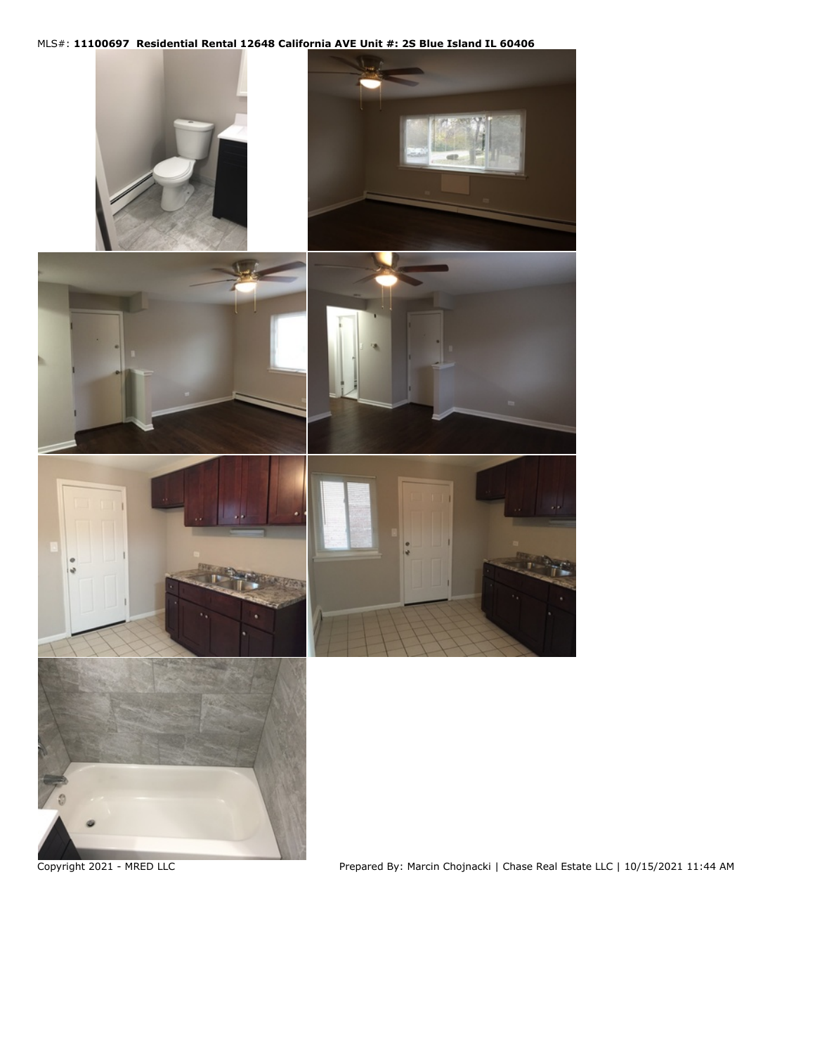MLS#: **11100697 Residential Rental 12648 California AVE Unit #: 2S Blue Island IL 60406**

Copyright 2021 - MRED LLC

Prepared By: Marcin Chojnacki | Chase Real Estate LLC | 10/15/2021 11:44 AM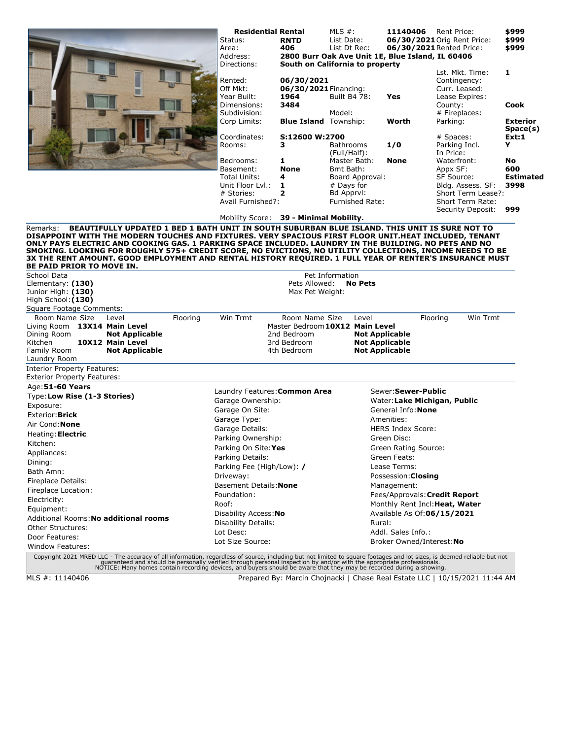**Residential Rental**

| | | | | | |
|---|---|---|---|---|---|
| Status: | **RNTD** | MLS #: | **11140406** | Rent Price: | **$999** |
| Area: | **406** | List Date: | **06/30/2021** | Orig Rent Price: | **$999** |
| Address: | **2800 Burr Oak Ave Unit 1E, Blue Island, IL 60406** | List Dt Rec: | **06/30/2021** | Rented Price: | **$999** |
| Directions: | **South on California to property** | | | Lst. Mkt. Time: | **1** |
| Rented: | **06/30/2021** | | | Contingency: | |
| Off Mkt: | **06/30/2021** | Financing: | | Curr. Leased: | |
| Year Built: | **1964** | Built B4 78: | **Yes** | Lease Expires: | |
| Dimensions: | **3484** | | | County: | **Cook** |
| Subdivision: | | Model: | | # Fireplaces: | |
| Corp Limits: | **Blue Island** | Township: | **Worth** | Parking: | **Exterior Space(s)** |
| Coordinates: | **S:12600 W:2700** | | | # Spaces: | **Ext:1** |
| Rooms: | **3** | Bathrooms (Full/Half): | **1/0** | Parking Incl. In Price: | **Y** |
| Bedrooms: | **1** | Master Bath: | **None** | Waterfront: | **No** |
| Basement: | **None** | Bmt Bath: | | Appx SF: | **600** |
| Total Units: | **4** | Board Approval: | | SF Source: | **Estimated** |
| Unit Floor Lvl.: | **1** | # Days for Bd Apprvl: | | Bldg. Assess. SF: | **3998** |
| # Stories: | **2** | | | Short Term Lease?: | |
| Avail Furnished?: | | Furnished Rate: | | Short Term Rate: | |
| | | | | Security Deposit: | **999** |

Mobility Score: **39 - Minimal Mobility.**

Remarks: **BEAUTIFULLY UPDATED 1 BED 1 BATH UNIT IN SOUTH SUBURBAN BLUE ISLAND. THIS UNIT IS SURE NOT TO DISAPPOINT WITH THE MODERN TOUCHES AND FIXTURES. VERY SPACIOUS FIRST FLOOR UNIT.HEAT INCLUDED, TENANT ONLY PAYS ELECTRIC AND COOKING GAS. 1 PARKING SPACE INCLUDED. LAUNDRY IN THE BUILDING. NO PETS AND NO SMOKING. LOOKING FOR ROUGHLY 575+ CREDIT SCORE, NO EVICTIONS, NO UTILITY COLLECTIONS, INCOME NEEDS TO BE 3X THE RENT AMOUNT. GOOD EMPLOYMENT AND RENTAL HISTORY REQUIRED. 1 FULL YEAR OF RENTER'S INSURANCE MUST BE PAID PRIOR TO MOVE IN.**

School Data
Elementary: **(130)**
Junior High: **(130)**
High School: **(130)**

Pet Information
Pets Allowed: **No Pets**
Max Pet Weight:

Square Footage Comments:

| Room Name | Size | Level | Flooring | Win Trmt | Room Name | Size | Level | Flooring | Win Trmt |
|---|---|---|---|---|---|---|---|---|---|
| Living Room | **13X14** | **Main Level** | | | Master Bedroom | **10X12** | **Main Level** | | |
| Dining Room | | **Not Applicable** | | | 2nd Bedroom | | **Not Applicable** | | |
| Kitchen | **10X12** | **Main Level** | | | 3rd Bedroom | | **Not Applicable** | | |
| Family Room | | **Not Applicable** | | | 4th Bedroom | | **Not Applicable** | | |
| Laundry Room | | | | | | | | | |

Interior Property Features:
Exterior Property Features:

Age: **51-60 Years**
Type: **Low Rise (1-3 Stories)**
Exposure:
Exterior: **Brick**
Air Cond: **None**
Heating: **Electric**
Kitchen:
Appliances:
Dining:
Bath Amn:
Fireplace Details:
Fireplace Location:
Electricity:
Equipment:
Additional Rooms: **No additional rooms**
Other Structures:
Door Features:
Window Features:

Laundry Features: **Common Area**
Garage Ownership:
Garage On Site:
Garage Type:
Garage Details:
Parking Ownership:
Parking On Site: **Yes**
Parking Details:
Parking Fee (High/Low): **/**
Driveway:
Basement Details: **None**
Foundation:
Roof:
Disability Access: **No**
Disability Details:
Lot Desc:
Lot Size Source:

Sewer: **Sewer-Public**
Water: **Lake Michigan, Public**
General Info: **None**
Amenities:
HERS Index Score:
Green Disc:
Green Rating Source:
Green Feats:
Lease Terms:
Possession: **Closing**
Management:
Fees/Approvals: **Credit Report**
Monthly Rent Incl: **Heat, Water**
Available As Of: **06/15/2021**
Rural:
Addl. Sales Info.:
Broker Owned/Interest: **No**

Copyright 2021 MRED LLC - The accuracy of all information, regardless of source, including but not limited to square footages and lot sizes, is deemed reliable but not guaranteed and should be personally verified through personal inspection by and/or with the appropriate professionals.
NOTICE: Many homes contain recording devices, and buyers should be aware that they may be recorded during a showing.

MLS #: 11140406 — Prepared By: Marcin Chojnacki | Chase Real Estate LLC | 10/15/2021 11:44 AM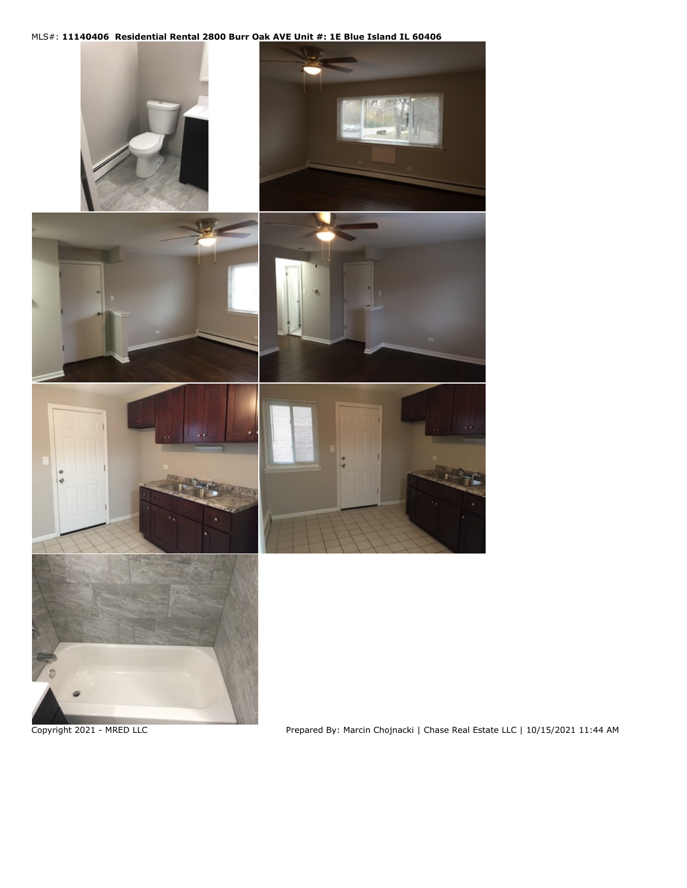MLS#: **11140406 Residential Rental 2800 Burr Oak AVE Unit #: 1E Blue Island IL 60406**

Copyright 2021 - MRED LLC

Prepared By: Marcin Chojnacki | Chase Real Estate LLC | 10/15/2021 11:44 AM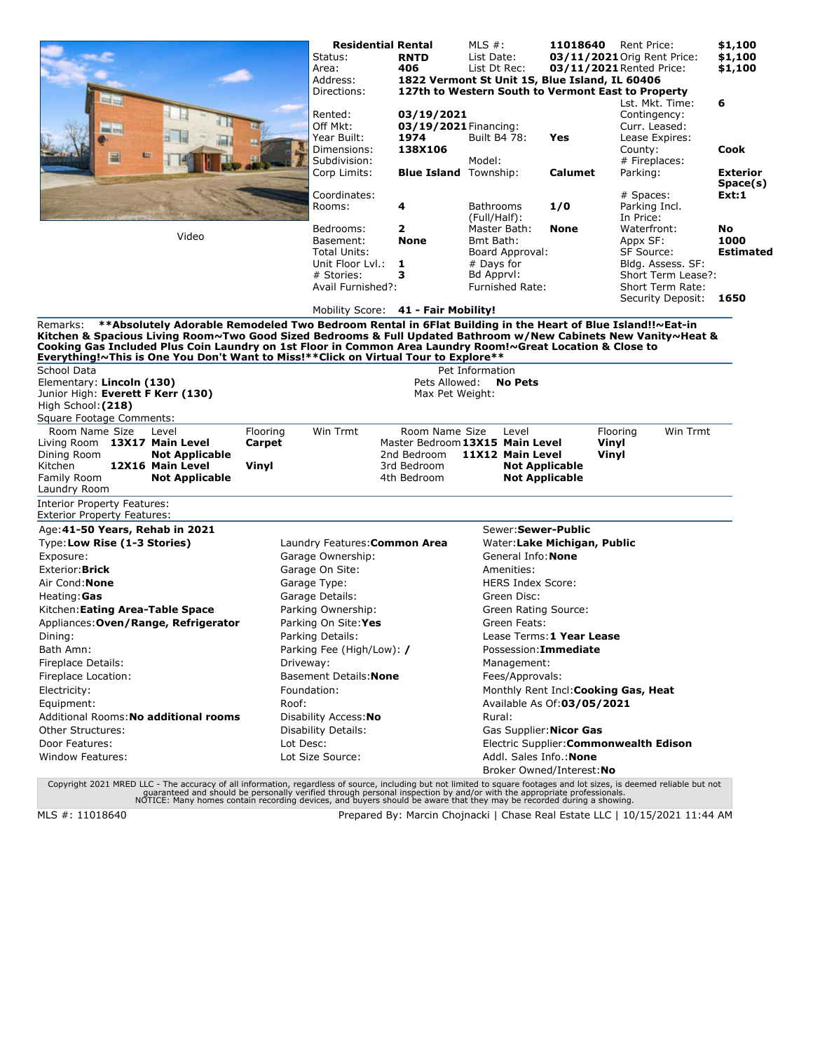Video

| | | | | | |
|---|---|---|---|---|---|
| **Residential Rental** | | MLS #: | **11018640** | Rent Price: | **$1,100** |
| Status: | **RNTD** | List Date: | **03/11/2021** | Orig Rent Price: | **$1,100** |
| Area: | **406** | List Dt Rec: | **03/11/2021** | Rented Price: | **$1,100** |
| Address: | **1822 Vermont St Unit 1S, Blue Island, IL 60406** | | | | |
| Directions: | **127th to Western South to Vermont East to Property** | | | | |
| | | | | Lst. Mkt. Time: | **6** |
| Rented: | **03/19/2021** | | | Contingency: | |
| Off Mkt: | **03/19/2021** | Financing: | | Curr. Leased: | |
| Year Built: | **1974** | Built B4 78: | **Yes** | Lease Expires: | |
| Dimensions: | **138X106** | | | County: | **Cook** |
| Subdivision: | | Model: | | # Fireplaces: | |
| Corp Limits: | **Blue Island** | Township: | **Calumet** | Parking: | **Exterior Space(s)** |
| Coordinates: | | | | # Spaces: | **Ext:1** |
| Rooms: | **4** | Bathrooms (Full/Half): | **1/0** | Parking Incl. In Price: | |
| Bedrooms: | **2** | Master Bath: | **None** | Waterfront: | **No** |
| Basement: | **None** | Bmt Bath: | | Appx SF: | **1000** |
| Total Units: | | Board Approval: | | SF Source: | **Estimated** |
| Unit Floor Lvl.: | **1** | # Days for Bd Apprvl: | | Bldg. Assess. SF: | |
| # Stories: | **3** | | | Short Term Lease?: | |
| Avail Furnished?: | | Furnished Rate: | | Short Term Rate: | |
| | | | | Security Deposit: | **1650** |
| Mobility Score: | **41 - Fair Mobility!** | | | | |

Remarks: **\*\*Absolutely Adorable Remodeled Two Bedroom Rental in 6Flat Building in the Heart of Blue Island!!~Eat-in Kitchen & Spacious Living Room~Two Good Sized Bedrooms & Full Updated Bathroom w/New Cabinets New Vanity~Heat & Cooking Gas Included Plus Coin Laundry on 1st Floor in Common Area Laundry Room!~Great Location & Close to Everything!~This is One You Don't Want to Miss!\*\*Click on Virtual Tour to Explore\*\***

School Data
Elementary: **Lincoln (130)**
Junior High: **Everett F Kerr (130)**
High School: **(218)**

Pet Information
Pets Allowed: **No Pets**
Max Pet Weight:

Square Footage Comments:

| Room Name | Size | Level | Flooring | Win Trmt | Room Name | Size | Level | Flooring | Win Trmt |
|---|---|---|---|---|---|---|---|---|---|
| Living Room | **13X17** | **Main Level** | **Carpet** | | Master Bedroom | **13X15** | **Main Level** | **Vinyl** | |
| Dining Room | | **Not Applicable** | | | 2nd Bedroom | **11X12** | **Main Level** | **Vinyl** | |
| Kitchen | **12X16** | **Main Level** | **Vinyl** | | 3rd Bedroom | | **Not Applicable** | | |
| Family Room | | **Not Applicable** | | | 4th Bedroom | | **Not Applicable** | | |
| Laundry Room | | | | | | | | | |

Interior Property Features:
Exterior Property Features:

| | | |
|---|---|---|
| Age: **41-50 Years, Rehab in 2021** | | Sewer: **Sewer-Public** |
| Type: **Low Rise (1-3 Stories)** | Laundry Features: **Common Area** | Water: **Lake Michigan, Public** |
| Exposure: | Garage Ownership: | General Info: **None** |
| Exterior: **Brick** | Garage On Site: | Amenities: |
| Air Cond: **None** | Garage Type: | HERS Index Score: |
| Heating: **Gas** | Garage Details: | Green Disc: |
| Kitchen: **Eating Area-Table Space** | Parking Ownership: | Green Rating Source: |
| Appliances: **Oven/Range, Refrigerator** | Parking On Site: **Yes** | Green Feats: |
| Dining: | Parking Details: | Lease Terms: **1 Year Lease** |
| Bath Amn: | Parking Fee (High/Low): **/** | Possession: **Immediate** |
| Fireplace Details: | Driveway: | Management: |
| Fireplace Location: | Basement Details: **None** | Fees/Approvals: |
| Electricity: | Foundation: | Monthly Rent Incl: **Cooking Gas, Heat** |
| Equipment: | Roof: | Available As Of: **03/05/2021** |
| Additional Rooms: **No additional rooms** | Disability Access: **No** | Rural: |
| Other Structures: | Disability Details: | Gas Supplier: **Nicor Gas** |
| Door Features: | Lot Desc: | Electric Supplier: **Commonwealth Edison** |
| Window Features: | Lot Size Source: | Addl. Sales Info.: **None** |
| | | Broker Owned/Interest: **No** |

Copyright 2021 MRED LLC - The accuracy of all information, regardless of source, including but not limited to square footages and lot sizes, is deemed reliable but not guaranteed and should be personally verified through personal inspection by and/or with the appropriate professionals.
NOTICE: Many homes contain recording devices, and buyers should be aware that they may be recorded during a showing.

MLS #: 11018640 Prepared By: Marcin Chojnacki | Chase Real Estate LLC | 10/15/2021 11:44 AM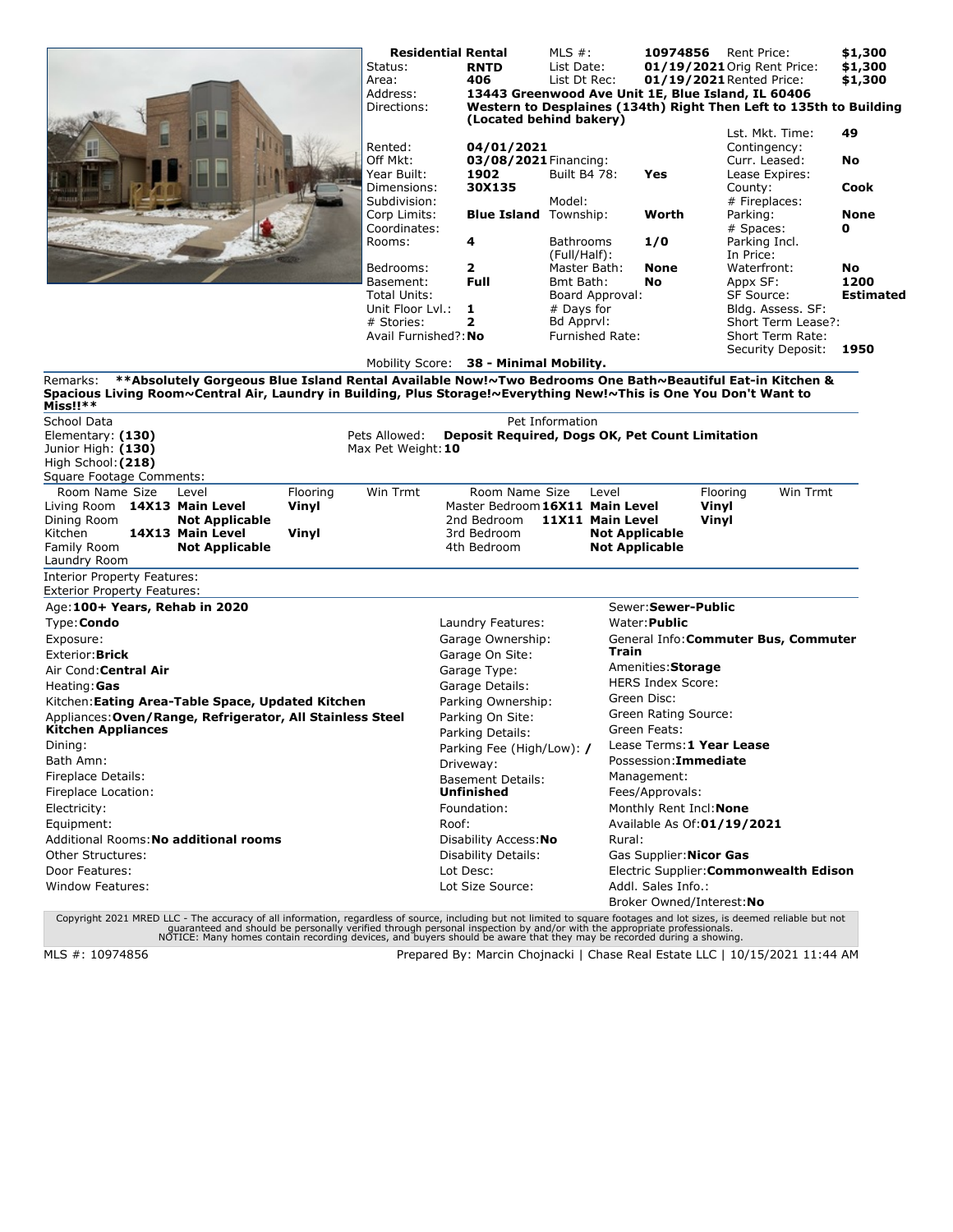**Residential Rental**

| | | | | | |
|---|---|---|---|---|---|
| Status: | **RNTD** | MLS #: | **10974856** | Rent Price: | **$1,300** |
| Area: | **406** | List Date: | **01/19/2021** | Orig Rent Price: | **$1,300** |
| | | List Dt Rec: | **01/19/2021** | Rented Price: | **$1,300** |

Address: **13443 Greenwood Ave Unit 1E, Blue Island, IL 60406**

Directions: **Western to Desplaines (134th) Right Then Left to 135th to Building (Located behind bakery)**

| | | | | | |
|---|---|---|---|---|---|
| Rented: | **04/01/2021** | | | Lst. Mkt. Time: | **49** |
| Off Mkt: | **03/08/2021** | Financing: | | Contingency: | |
| Year Built: | **1902** | Built B4 78: | **Yes** | Curr. Leased: | **No** |
| Dimensions: | **30X135** | | | Lease Expires: | |
| Subdivision: | | Model: | | County: | **Cook** |
| Corp Limits: | **Blue Island** | Township: | **Worth** | # Fireplaces: | |
| Coordinates: | | | | Parking: | **None** |
| Rooms: | **4** | Bathrooms (Full/Half): | **1/0** | # Spaces: | **0** |
| Bedrooms: | **2** | Master Bath: | **None** | Parking Incl. In Price: | |
| Basement: | **Full** | Bmt Bath: | **No** | Waterfront: | **No** |
| Total Units: | | Board Approval: | | Appx SF: | **1200** |
| Unit Floor Lvl.: | **1** | # Days for Bd Apprvl: | | SF Source: | **Estimated** |
| # Stories: | **2** | | | Bldg. Assess. SF: | |
| Avail Furnished?: | **No** | Furnished Rate: | | Short Term Lease?: | |
| | | | | Short Term Rate: | |
| | | | | Security Deposit: | **1950** |

Mobility Score: **38 - Minimal Mobility.**

Remarks: **\*\*Absolutely Gorgeous Blue Island Rental Available Now!~Two Bedrooms One Bath~Beautiful Eat-in Kitchen & Spacious Living Room~Central Air, Laundry in Building, Plus Storage!~Everything New!~This is One You Don't Want to Miss!!\*\***

School Data
Elementary: **(130)**
Junior High: **(130)**
High School: **(218)**

Pet Information
Pets Allowed: **Deposit Required, Dogs OK, Pet Count Limitation**
Max Pet Weight: **10**

Square Footage Comments:

| Room Name | Size | Level | Flooring | Win Trmt | Room Name | Size | Level | Flooring | Win Trmt |
|---|---|---|---|---|---|---|---|---|---|
| Living Room | **14X13** | **Main Level** | **Vinyl** | | Master Bedroom | **16X11** | **Main Level** | **Vinyl** | |
| Dining Room | | **Not Applicable** | | | 2nd Bedroom | **11X11** | **Main Level** | **Vinyl** | |
| Kitchen | **14X13** | **Main Level** | **Vinyl** | | 3rd Bedroom | | **Not Applicable** | | |
| Family Room | | **Not Applicable** | | | 4th Bedroom | | **Not Applicable** | | |
| Laundry Room | | | | | | | | | |

Interior Property Features:
Exterior Property Features:

Age: **100+ Years, Rehab in 2020**
Type: **Condo**
Exposure:
Exterior: **Brick**
Air Cond: **Central Air**
Heating: **Gas**
Kitchen: **Eating Area-Table Space, Updated Kitchen**
Appliances: **Oven/Range, Refrigerator, All Stainless Steel Kitchen Appliances**
Dining:
Bath Amn:
Fireplace Details:
Fireplace Location:
Electricity:
Equipment:
Additional Rooms: **No additional rooms**
Other Structures:
Door Features:
Window Features:

Laundry Features:
Garage Ownership:
Garage On Site:
Garage Type:
Garage Details:
Parking Ownership:
Parking On Site:
Parking Details:
Parking Fee (High/Low): **/**
Driveway:
Basement Details: **Unfinished**
Foundation:
Roof:
Disability Access: **No**
Disability Details:
Lot Desc:
Lot Size Source:

Sewer: **Sewer-Public**
Water: **Public**
General Info: **Commuter Bus, Commuter Train**
Amenities: **Storage**
HERS Index Score:
Green Disc:
Green Rating Source:
Green Feats:
Lease Terms: **1 Year Lease**
Possession: **Immediate**
Management:
Fees/Approvals:
Monthly Rent Incl: **None**
Available As Of: **01/19/2021**
Rural:
Gas Supplier: **Nicor Gas**
Electric Supplier: **Commonwealth Edison**
Addl. Sales Info.:
Broker Owned/Interest: **No**

Copyright 2021 MRED LLC - The accuracy of all information, regardless of source, including but not limited to square footages and lot sizes, is deemed reliable but not guaranteed and should be personally verified through personal inspection by and/or with the appropriate professionals.
NOTICE: Many homes contain recording devices, and buyers should be aware that they may be recorded during a showing.

MLS #: 10974856 Prepared By: Marcin Chojnacki | Chase Real Estate LLC | 10/15/2021 11:44 AM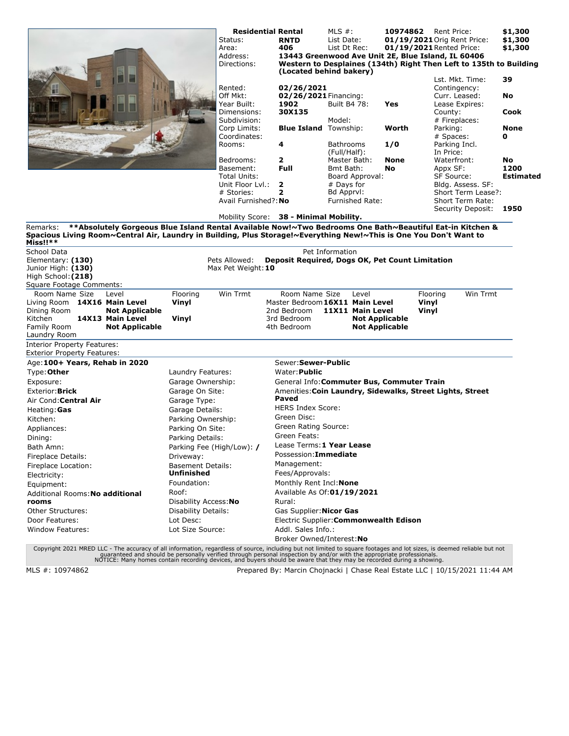**Residential Rental**

| | | | | | |
|---|---|---|---|---|---|
| Status: | **RNTD** | MLS #: | **10974862** | Rent Price: | **$1,300** |
| Area: | **406** | List Date: | **01/19/2021** | Orig Rent Price: | **$1,300** |
| | | List Dt Rec: | **01/19/2021** | Rented Price: | **$1,300** |
| Address: | **13443 Greenwood Ave Unit 2E, Blue Island, IL 60406** | | | | |
| Directions: | **Western to Desplaines (134th) Right Then Left to 135th to Building (Located behind bakery)** | | | | |
| | | | | Lst. Mkt. Time: | **39** |
| Rented: | **02/26/2021** | | | Contingency: | |
| Off Mkt: | **02/26/2021** | Financing: | | Curr. Leased: | **No** |
| Year Built: | **1902** | Built B4 78: | **Yes** | Lease Expires: | |
| Dimensions: | **30X135** | | | County: | **Cook** |
| Subdivision: | | Model: | | # Fireplaces: | |
| Corp Limits: | **Blue Island** | Township: | **Worth** | Parking: | **None** |
| Coordinates: | | | | # Spaces: | **0** |
| Rooms: | **4** | Bathrooms (Full/Half): | **1/0** | Parking Incl. In Price: | |
| Bedrooms: | **2** | Master Bath: | **None** | Waterfront: | **No** |
| Basement: | **Full** | Bmt Bath: | **No** | Appx SF: | **1200** |
| Total Units: | | Board Approval: | | SF Source: | **Estimated** |
| Unit Floor Lvl.: | **2** | # Days for Bd Apprvl: | | Bldg. Assess. SF: | |
| # Stories: | **2** | | | Short Term Lease?: | |
| Avail Furnished?: | **No** | Furnished Rate: | | Short Term Rate: | |
| | | | | Security Deposit: | **1950** |

Mobility Score: **38 - Minimal Mobility.**

Remarks: **\*\*Absolutely Gorgeous Blue Island Rental Available Now!~Two Bedrooms One Bath~Beautiful Eat-in Kitchen & Spacious Living Room~Central Air, Laundry in Building, Plus Storage!~Everything New!~This is One You Don't Want to Miss!!\*\***

School Data
Elementary: **(130)**
Junior High: **(130)**
High School: **(218)**

Pet Information
Pets Allowed: **Deposit Required, Dogs OK, Pet Count Limitation**
Max Pet Weight: **10**

Square Footage Comments:

| Room Name | Size | Level | Flooring | Win Trmt | Room Name | Size | Level | Flooring | Win Trmt |
|---|---|---|---|---|---|---|---|---|---|
| Living Room | **14X16** | **Main Level** | **Vinyl** | | Master Bedroom | **16X11** | **Main Level** | **Vinyl** | |
| Dining Room | | **Not Applicable** | | | 2nd Bedroom | **11X11** | **Main Level** | **Vinyl** | |
| Kitchen | **14X13** | **Main Level** | **Vinyl** | | 3rd Bedroom | | **Not Applicable** | | |
| Family Room | | **Not Applicable** | | | 4th Bedroom | | **Not Applicable** | | |
| Laundry Room | | | | | | | | | |

Interior Property Features:
Exterior Property Features:

| | | |
|---|---|---|
| Age: **100+ Years, Rehab in 2020** | | Sewer: **Sewer-Public** |
| Type: **Other** | Laundry Features: | Water: **Public** |
| Exposure: | Garage Ownership: | General Info: **Commuter Bus, Commuter Train** |
| Exterior: **Brick** | Garage On Site: | Amenities: **Coin Laundry, Sidewalks, Street Lights, Street Paved** |
| Air Cond: **Central Air** | Garage Type: | |
| Heating: **Gas** | Garage Details: | HERS Index Score: |
| Kitchen: | Parking Ownership: | Green Disc: |
| Appliances: | Parking On Site: | Green Rating Source: |
| Dining: | Parking Details: | Green Feats: |
| Bath Amn: | Parking Fee (High/Low): **/** | Lease Terms: **1 Year Lease** |
| Fireplace Details: | Driveway: | Possession: **Immediate** |
| Fireplace Location: | Basement Details: **Unfinished** | Management: |
| Electricity: | | Fees/Approvals: |
| Equipment: | Foundation: | Monthly Rent Incl: **None** |
| Additional Rooms: **No additional rooms** | Roof: | Available As Of: **01/19/2021** |
| | Disability Access: **No** | Rural: |
| Other Structures: | Disability Details: | Gas Supplier: **Nicor Gas** |
| Door Features: | Lot Desc: | Electric Supplier: **Commonwealth Edison** |
| Window Features: | Lot Size Source: | Addl. Sales Info.: |
| | | Broker Owned/Interest: **No** |

Copyright 2021 MRED LLC - The accuracy of all information, regardless of source, including but not limited to square footages and lot sizes, is deemed reliable but not guaranteed and should be personally verified through personal inspection by and/or with the appropriate professionals.
NOTICE: Many homes contain recording devices, and buyers should be aware that they may be recorded during a showing.

MLS #: 10974862 Prepared By: Marcin Chojnacki | Chase Real Estate LLC | 10/15/2021 11:44 AM